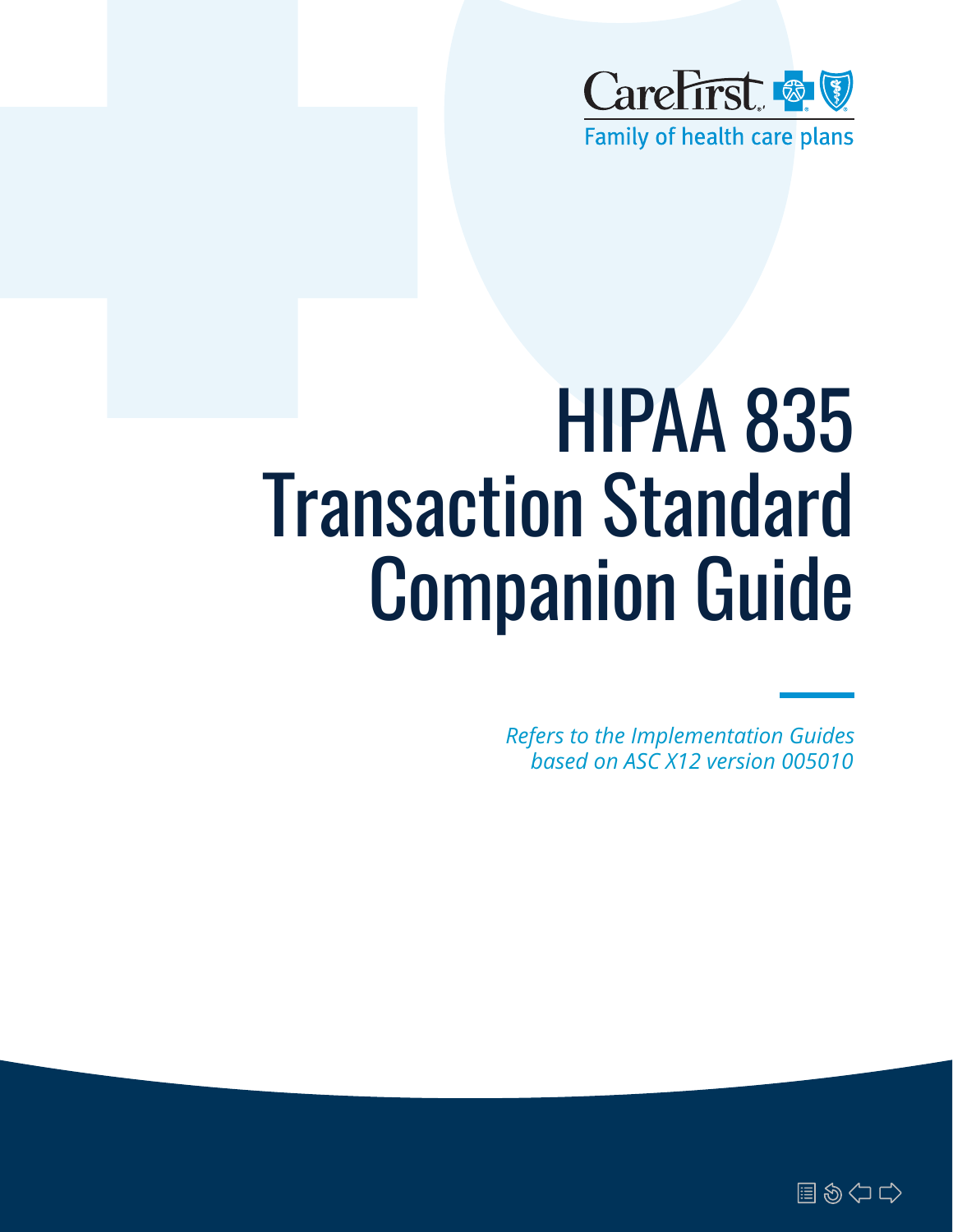CareFirst
Family of health care plans

# HIPAA 835 Transaction Standard Companion Guide

*Refers to the Implementation Guides based on ASC X12 version 005010*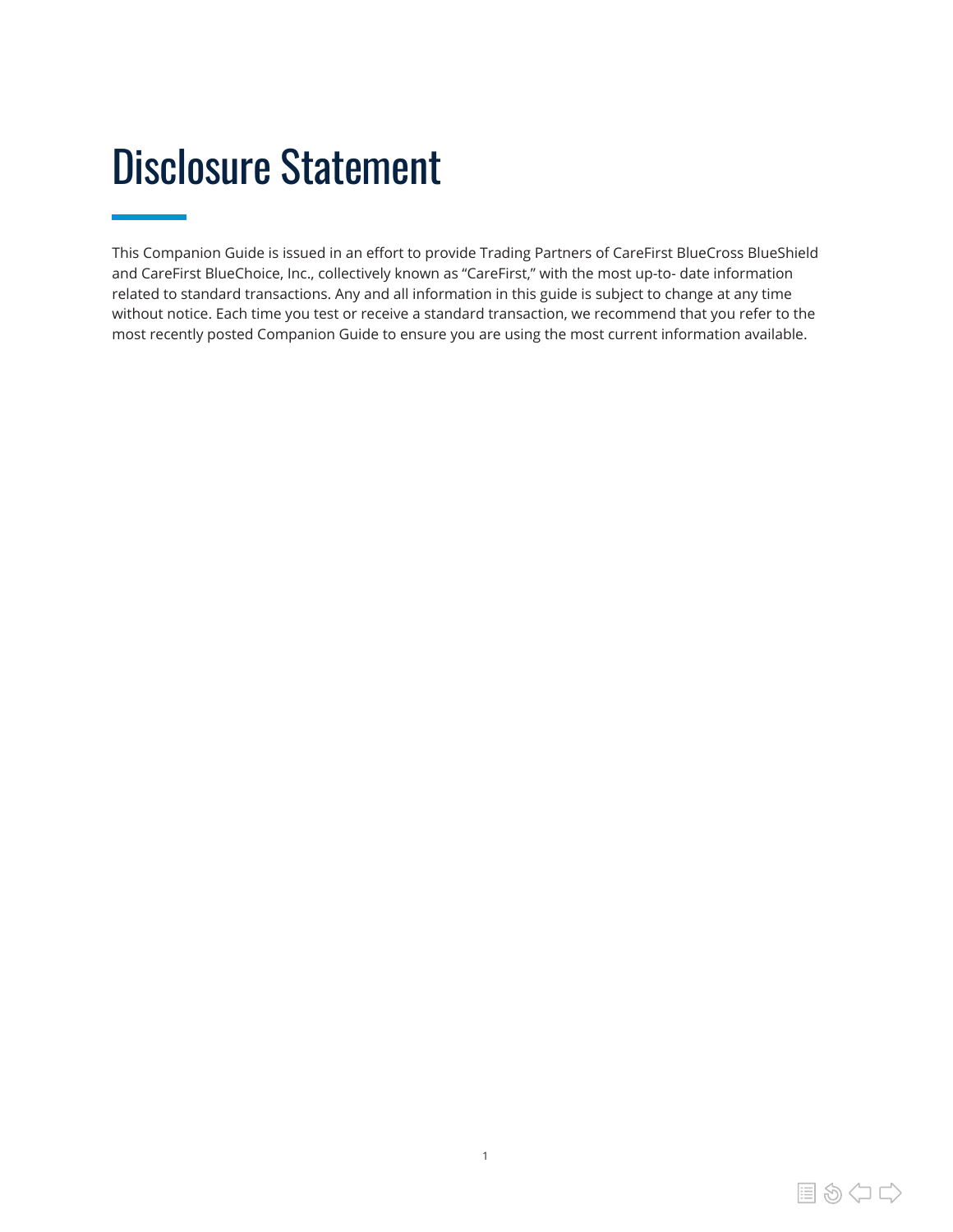# Disclosure Statement

This Companion Guide is issued in an effort to provide Trading Partners of CareFirst BlueCross BlueShield and CareFirst BlueChoice, Inc., collectively known as "CareFirst," with the most up-to- date information related to standard transactions. Any and all information in this guide is subject to change at any time without notice. Each time you test or receive a standard transaction, we recommend that you refer to the most recently posted Companion Guide to ensure you are using the most current information available.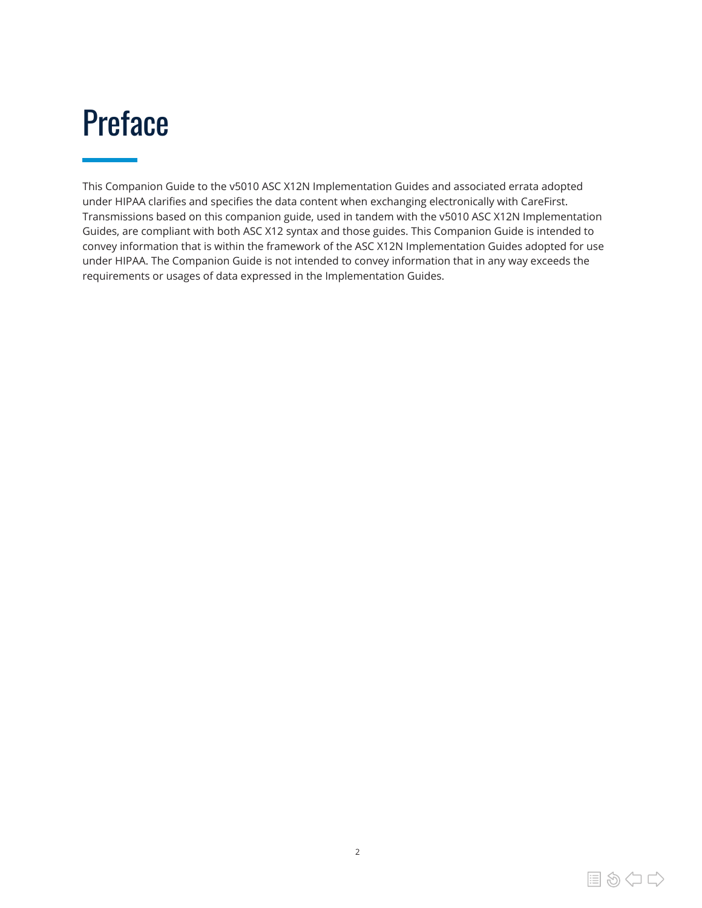# Preface

This Companion Guide to the v5010 ASC X12N Implementation Guides and associated errata adopted under HIPAA clarifies and specifies the data content when exchanging electronically with CareFirst. Transmissions based on this companion guide, used in tandem with the v5010 ASC X12N Implementation Guides, are compliant with both ASC X12 syntax and those guides. This Companion Guide is intended to convey information that is within the framework of the ASC X12N Implementation Guides adopted for use under HIPAA. The Companion Guide is not intended to convey information that in any way exceeds the requirements or usages of data expressed in the Implementation Guides.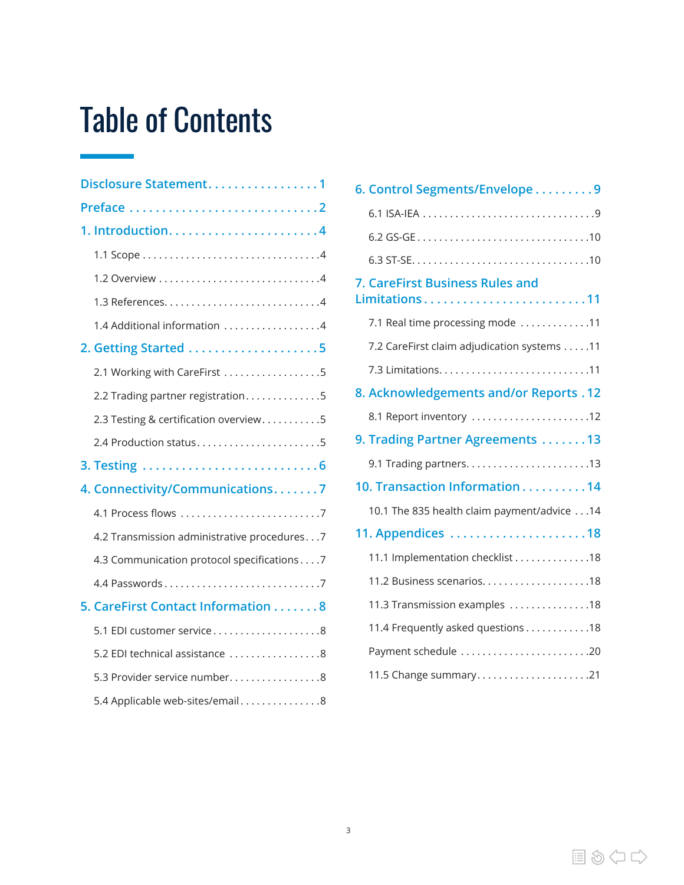# Table of Contents

- Disclosure Statement . . . . . . . . . . . . . . . . 1
- Preface . . . . . . . . . . . . . . . . . . . . . . . . . . . 2
- 1. Introduction . . . . . . . . . . . . . . . . . . . . . . 4
  - 1.1 Scope . . . . . . . . . . . . . . . . . . . . . . . . . . 4
  - 1.2 Overview . . . . . . . . . . . . . . . . . . . . . . . . 4
  - 1.3 References . . . . . . . . . . . . . . . . . . . . . . 4
  - 1.4 Additional information . . . . . . . . . . . . . . 4
- 2. Getting Started . . . . . . . . . . . . . . . . . . . 5
  - 2.1 Working with CareFirst . . . . . . . . . . . . . 5
  - 2.2 Trading partner registration . . . . . . . . . 5
  - 2.3 Testing & certification overview . . . . . . . 5
  - 2.4 Production status . . . . . . . . . . . . . . . . . 5
- 3. Testing . . . . . . . . . . . . . . . . . . . . . . . . . 6
- 4. Connectivity/Communications . . . . . . . 7
  - 4.1 Process flows . . . . . . . . . . . . . . . . . . . . 7
  - 4.2 Transmission administrative procedures . . . 7
  - 4.3 Communication protocol specifications . . . . 7
  - 4.4 Passwords . . . . . . . . . . . . . . . . . . . . . . 7
- 5. CareFirst Contact Information . . . . . . . 8
  - 5.1 EDI customer service . . . . . . . . . . . . . . 8
  - 5.2 EDI technical assistance . . . . . . . . . . . . 8
  - 5.3 Provider service number . . . . . . . . . . . . 8
  - 5.4 Applicable web-sites/email . . . . . . . . . . 8
- 6. Control Segments/Envelope . . . . . . . . . 9
  - 6.1 ISA-IEA . . . . . . . . . . . . . . . . . . . . . . . . 9
  - 6.2 GS-GE . . . . . . . . . . . . . . . . . . . . . . . . 10
  - 6.3 ST-SE . . . . . . . . . . . . . . . . . . . . . . . . . 10
- 7. CareFirst Business Rules and Limitations . . . . . . . . . . . . . . . . . . . . . . . 11
  - 7.1 Real time processing mode . . . . . . . . . . 11
  - 7.2 CareFirst claim adjudication systems . . . . 11
  - 7.3 Limitations . . . . . . . . . . . . . . . . . . . . . 11
- 8. Acknowledgements and/or Reports . 12
  - 8.1 Report inventory . . . . . . . . . . . . . . . . . 12
- 9. Trading Partner Agreements . . . . . . . 13
  - 9.1 Trading partners . . . . . . . . . . . . . . . . . 13
- 10. Transaction Information . . . . . . . . . . 14
  - 10.1 The 835 health claim payment/advice . . . 14
- 11. Appendices . . . . . . . . . . . . . . . . . . . . . 18
  - 11.1 Implementation checklist . . . . . . . . . . 18
  - 11.2 Business scenarios . . . . . . . . . . . . . . . 18
  - 11.3 Transmission examples . . . . . . . . . . . 18
  - 11.4 Frequently asked questions . . . . . . . . . 18
  - Payment schedule . . . . . . . . . . . . . . . . . . 20
  - 11.5 Change summary . . . . . . . . . . . . . . . . 21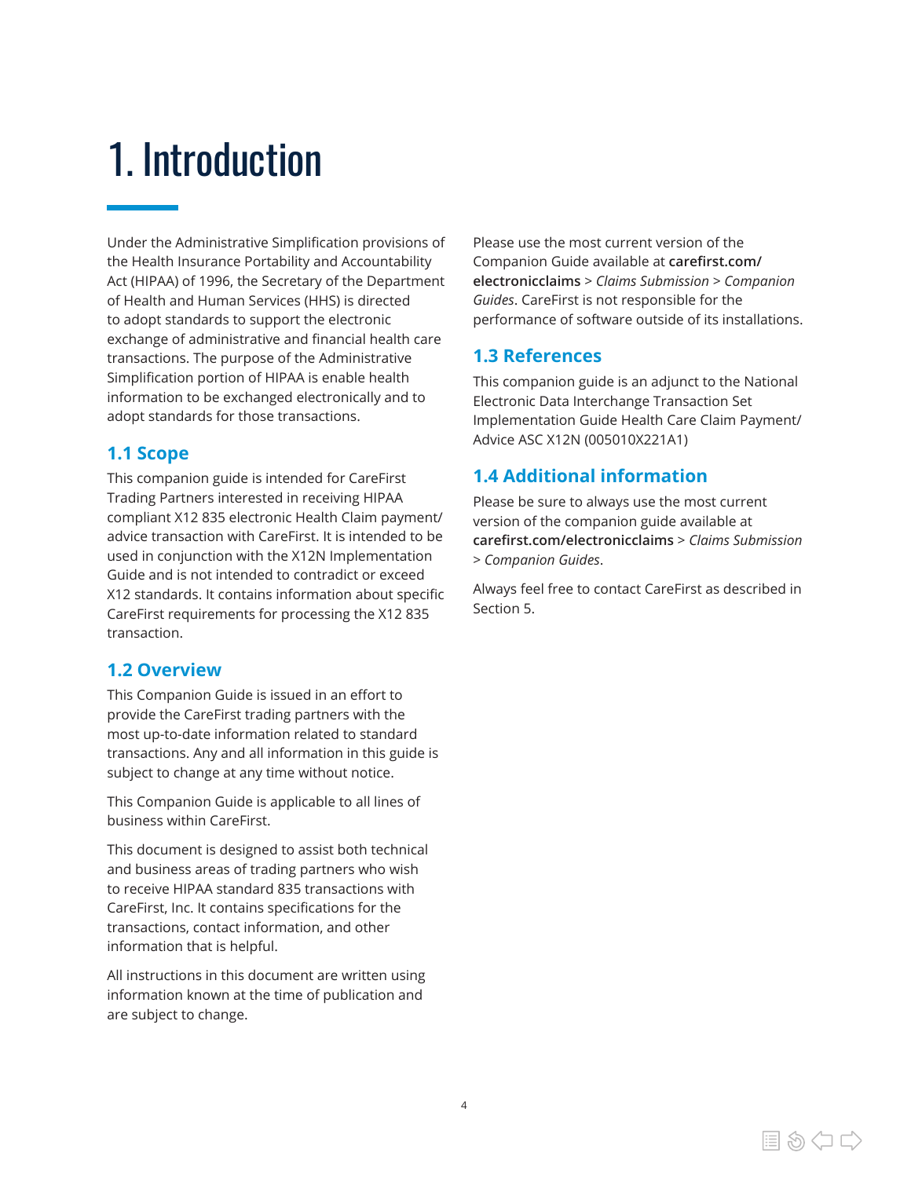# 1. Introduction

Under the Administrative Simplification provisions of the Health Insurance Portability and Accountability Act (HIPAA) of 1996, the Secretary of the Department of Health and Human Services (HHS) is directed to adopt standards to support the electronic exchange of administrative and financial health care transactions. The purpose of the Administrative Simplification portion of HIPAA is enable health information to be exchanged electronically and to adopt standards for those transactions.

## 1.1 Scope

This companion guide is intended for CareFirst Trading Partners interested in receiving HIPAA compliant X12 835 electronic Health Claim payment/advice transaction with CareFirst. It is intended to be used in conjunction with the X12N Implementation Guide and is not intended to contradict or exceed X12 standards. It contains information about specific CareFirst requirements for processing the X12 835 transaction.

## 1.2 Overview

This Companion Guide is issued in an effort to provide the CareFirst trading partners with the most up-to-date information related to standard transactions. Any and all information in this guide is subject to change at any time without notice.

This Companion Guide is applicable to all lines of business within CareFirst.

This document is designed to assist both technical and business areas of trading partners who wish to receive HIPAA standard 835 transactions with CareFirst, Inc. It contains specifications for the transactions, contact information, and other information that is helpful.

All instructions in this document are written using information known at the time of publication and are subject to change.

Please use the most current version of the Companion Guide available at **carefirst.com/electronicclaims** > *Claims Submission* > *Companion Guides*. CareFirst is not responsible for the performance of software outside of its installations.

## 1.3 References

This companion guide is an adjunct to the National Electronic Data Interchange Transaction Set Implementation Guide Health Care Claim Payment/Advice ASC X12N (005010X221A1)

## 1.4 Additional information

Please be sure to always use the most current version of the companion guide available at **carefirst.com/electronicclaims** > *Claims Submission* > *Companion Guides*.

Always feel free to contact CareFirst as described in Section 5.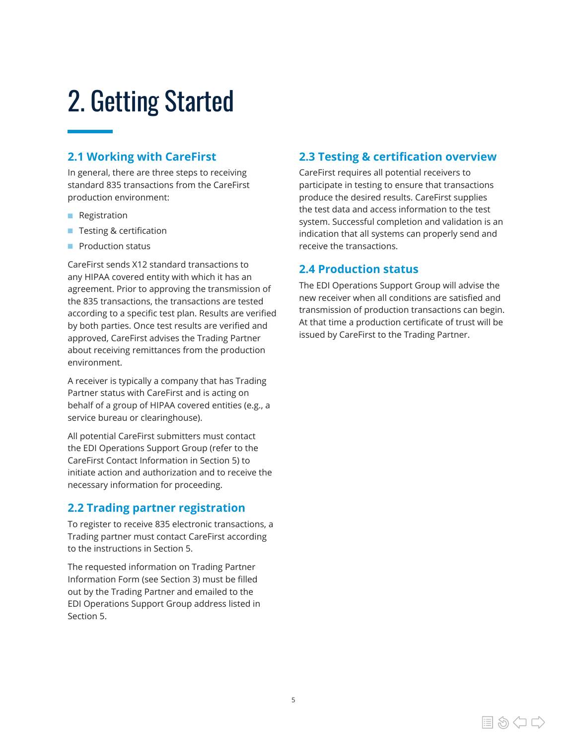# 2. Getting Started

## 2.1 Working with CareFirst

In general, there are three steps to receiving standard 835 transactions from the CareFirst production environment:

- Registration
- Testing & certification
- Production status

CareFirst sends X12 standard transactions to any HIPAA covered entity with which it has an agreement. Prior to approving the transmission of the 835 transactions, the transactions are tested according to a specific test plan. Results are verified by both parties. Once test results are verified and approved, CareFirst advises the Trading Partner about receiving remittances from the production environment.

A receiver is typically a company that has Trading Partner status with CareFirst and is acting on behalf of a group of HIPAA covered entities (e.g., a service bureau or clearinghouse).

All potential CareFirst submitters must contact the EDI Operations Support Group (refer to the CareFirst Contact Information in Section 5) to initiate action and authorization and to receive the necessary information for proceeding.

## 2.2 Trading partner registration

To register to receive 835 electronic transactions, a Trading partner must contact CareFirst according to the instructions in Section 5.

The requested information on Trading Partner Information Form (see Section 3) must be filled out by the Trading Partner and emailed to the EDI Operations Support Group address listed in Section 5.

## 2.3 Testing & certification overview

CareFirst requires all potential receivers to participate in testing to ensure that transactions produce the desired results. CareFirst supplies the test data and access information to the test system. Successful completion and validation is an indication that all systems can properly send and receive the transactions.

## 2.4 Production status

The EDI Operations Support Group will advise the new receiver when all conditions are satisfied and transmission of production transactions can begin. At that time a production certificate of trust will be issued by CareFirst to the Trading Partner.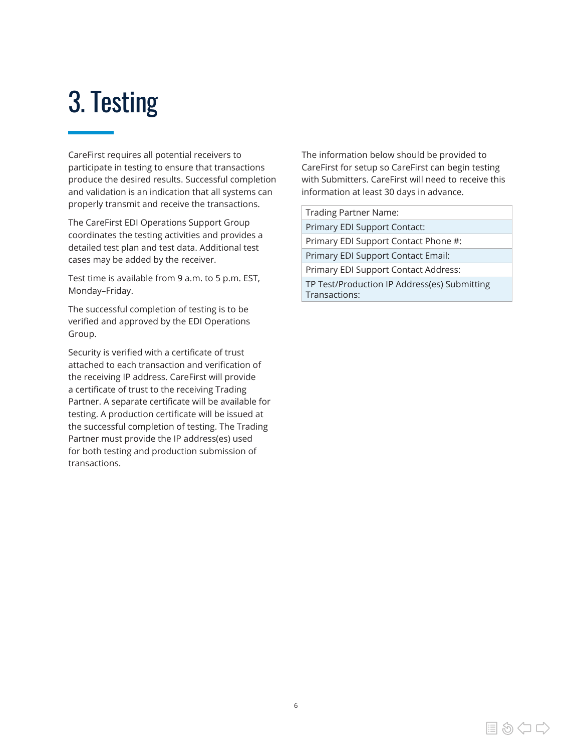# 3. Testing

CareFirst requires all potential receivers to participate in testing to ensure that transactions produce the desired results. Successful completion and validation is an indication that all systems can properly transmit and receive the transactions.

The CareFirst EDI Operations Support Group coordinates the testing activities and provides a detailed test plan and test data. Additional test cases may be added by the receiver.

Test time is available from 9 a.m. to 5 p.m. EST, Monday–Friday.

The successful completion of testing is to be verified and approved by the EDI Operations Group.

Security is verified with a certificate of trust attached to each transaction and verification of the receiving IP address. CareFirst will provide a certificate of trust to the receiving Trading Partner. A separate certificate will be available for testing. A production certificate will be issued at the successful completion of testing. The Trading Partner must provide the IP address(es) used for both testing and production submission of transactions.

The information below should be provided to CareFirst for setup so CareFirst can begin testing with Submitters. CareFirst will need to receive this information at least 30 days in advance.

| Trading Partner Name: |
|---|
| Primary EDI Support Contact: |
| Primary EDI Support Contact Phone #: |
| Primary EDI Support Contact Email: |
| Primary EDI Support Contact Address: |
| TP Test/Production IP Address(es) Submitting Transactions: |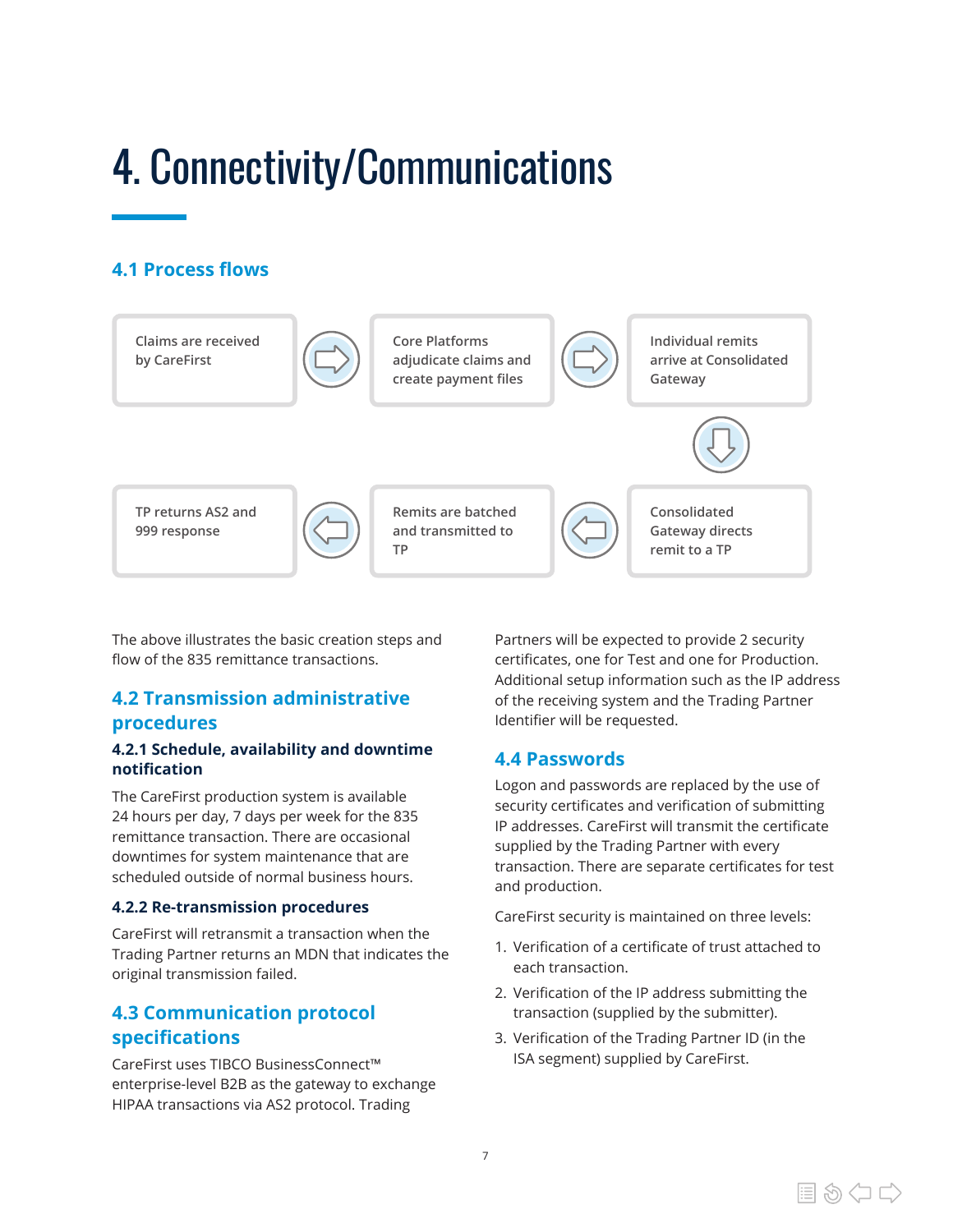# 4. Connectivity/Communications

## 4.1 Process flows

Claims are received by CareFirst → Core Platforms adjudicate claims and create payment files → Individual remits arrive at Consolidated Gateway → Consolidated Gateway directs remit to a TP → Remits are batched and transmitted to TP → TP returns AS2 and 999 response

The above illustrates the basic creation steps and flow of the 835 remittance transactions.

## 4.2 Transmission administrative procedures

### 4.2.1 Schedule, availability and downtime notification

The CareFirst production system is available 24 hours per day, 7 days per week for the 835 remittance transaction. There are occasional downtimes for system maintenance that are scheduled outside of normal business hours.

### 4.2.2 Re-transmission procedures

CareFirst will retransmit a transaction when the Trading Partner returns an MDN that indicates the original transmission failed.

## 4.3 Communication protocol specifications

CareFirst uses TIBCO BusinessConnect™ enterprise-level B2B as the gateway to exchange HIPAA transactions via AS2 protocol. Trading Partners will be expected to provide 2 security certificates, one for Test and one for Production. Additional setup information such as the IP address of the receiving system and the Trading Partner Identifier will be requested.

## 4.4 Passwords

Logon and passwords are replaced by the use of security certificates and verification of submitting IP addresses. CareFirst will transmit the certificate supplied by the Trading Partner with every transaction. There are separate certificates for test and production.

CareFirst security is maintained on three levels:

1. Verification of a certificate of trust attached to each transaction.
2. Verification of the IP address submitting the transaction (supplied by the submitter).
3. Verification of the Trading Partner ID (in the ISA segment) supplied by CareFirst.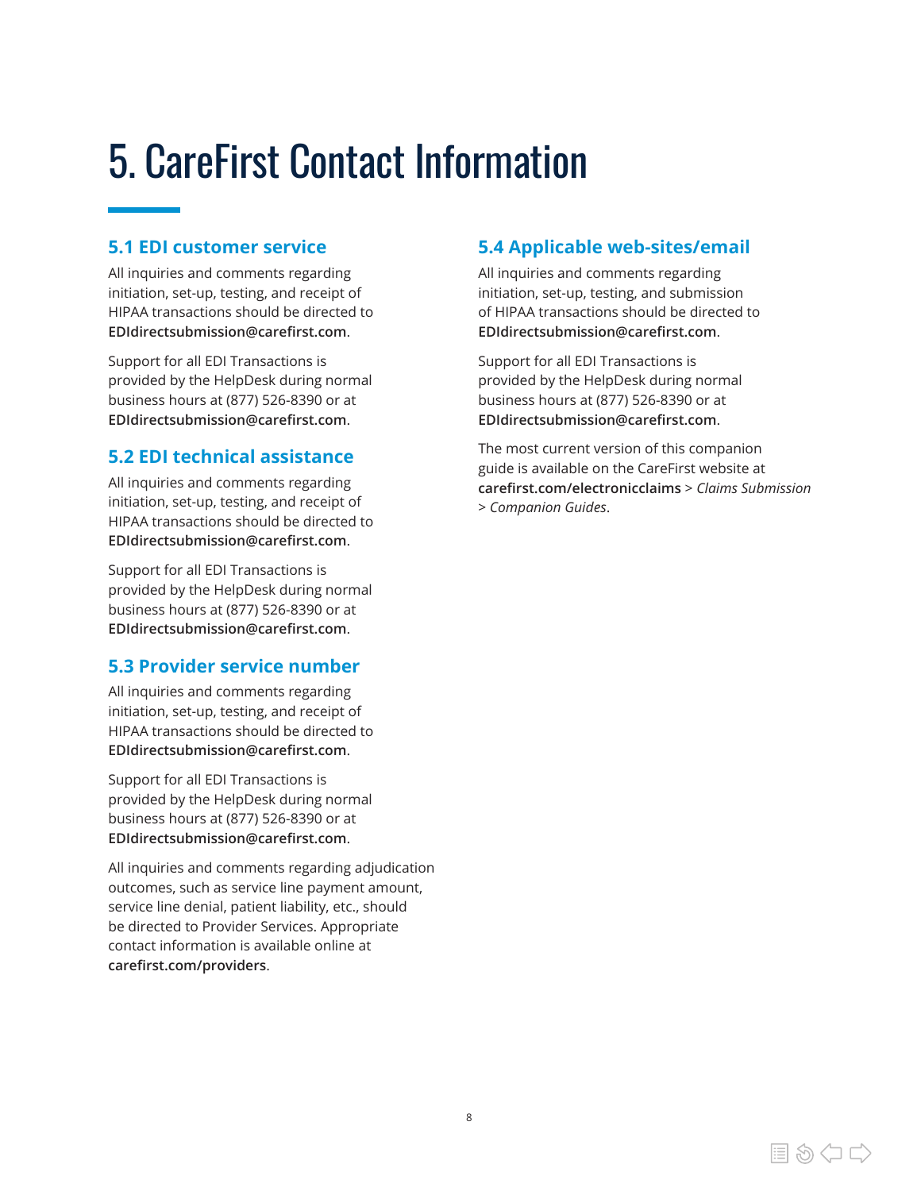# 5. CareFirst Contact Information

## 5.1 EDI customer service

All inquiries and comments regarding initiation, set-up, testing, and receipt of HIPAA transactions should be directed to **EDIdirectsubmission@carefirst.com**.

Support for all EDI Transactions is provided by the HelpDesk during normal business hours at (877) 526-8390 or at **EDIdirectsubmission@carefirst.com**.

## 5.2 EDI technical assistance

All inquiries and comments regarding initiation, set-up, testing, and receipt of HIPAA transactions should be directed to **EDIdirectsubmission@carefirst.com**.

Support for all EDI Transactions is provided by the HelpDesk during normal business hours at (877) 526-8390 or at **EDIdirectsubmission@carefirst.com**.

## 5.3 Provider service number

All inquiries and comments regarding initiation, set-up, testing, and receipt of HIPAA transactions should be directed to **EDIdirectsubmission@carefirst.com**.

Support for all EDI Transactions is provided by the HelpDesk during normal business hours at (877) 526-8390 or at **EDIdirectsubmission@carefirst.com**.

All inquiries and comments regarding adjudication outcomes, such as service line payment amount, service line denial, patient liability, etc., should be directed to Provider Services. Appropriate contact information is available online at **carefirst.com/providers**.

## 5.4 Applicable web-sites/email

All inquiries and comments regarding initiation, set-up, testing, and submission of HIPAA transactions should be directed to **EDIdirectsubmission@carefirst.com**.

Support for all EDI Transactions is provided by the HelpDesk during normal business hours at (877) 526-8390 or at **EDIdirectsubmission@carefirst.com**.

The most current version of this companion guide is available on the CareFirst website at **carefirst.com/electronicclaims** > *Claims Submission* > *Companion Guides*.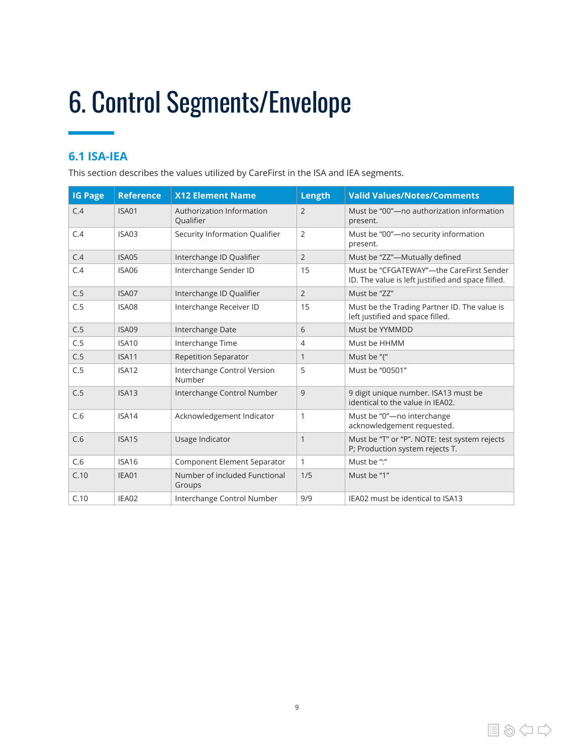# 6. Control Segments/Envelope

## 6.1 ISA-IEA

This section describes the values utilized by CareFirst in the ISA and IEA segments.

| IG Page | Reference | X12 Element Name | Length | Valid Values/Notes/Comments |
|---|---|---|---|---|
| C.4 | ISA01 | Authorization Information Qualifier | 2 | Must be "00"—no authorization information present. |
| C.4 | ISA03 | Security Information Qualifier | 2 | Must be "00"—no security information present. |
| C.4 | ISA05 | Interchange ID Qualifier | 2 | Must be "ZZ"—Mutually defined |
| C.4 | ISA06 | Interchange Sender ID | 15 | Must be "CFGATEWAY"—the CareFirst Sender ID. The value is left justified and space filled. |
| C.5 | ISA07 | Interchange ID Qualifier | 2 | Must be "ZZ" |
| C.5 | ISA08 | Interchange Receiver ID | 15 | Must be the Trading Partner ID. The value is left justified and space filled. |
| C.5 | ISA09 | Interchange Date | 6 | Must be YYMMDD |
| C.5 | ISA10 | Interchange Time | 4 | Must be HHMM |
| C.5 | ISA11 | Repetition Separator | 1 | Must be "{" |
| C.5 | ISA12 | Interchange Control Version Number | 5 | Must be "00501" |
| C.5 | ISA13 | Interchange Control Number | 9 | 9 digit unique number. ISA13 must be identical to the value in IEA02. |
| C.6 | ISA14 | Acknowledgement Indicator | 1 | Must be "0"—no interchange acknowledgement requested. |
| C.6 | ISA15 | Usage Indicator | 1 | Must be "T" or "P". NOTE: test system rejects P; Production system rejects T. |
| C.6 | ISA16 | Component Element Separator | 1 | Must be ":" |
| C.10 | IEA01 | Number of included Functional Groups | 1/5 | Must be "1" |
| C.10 | IEA02 | Interchange Control Number | 9/9 | IEA02 must be identical to ISA13 |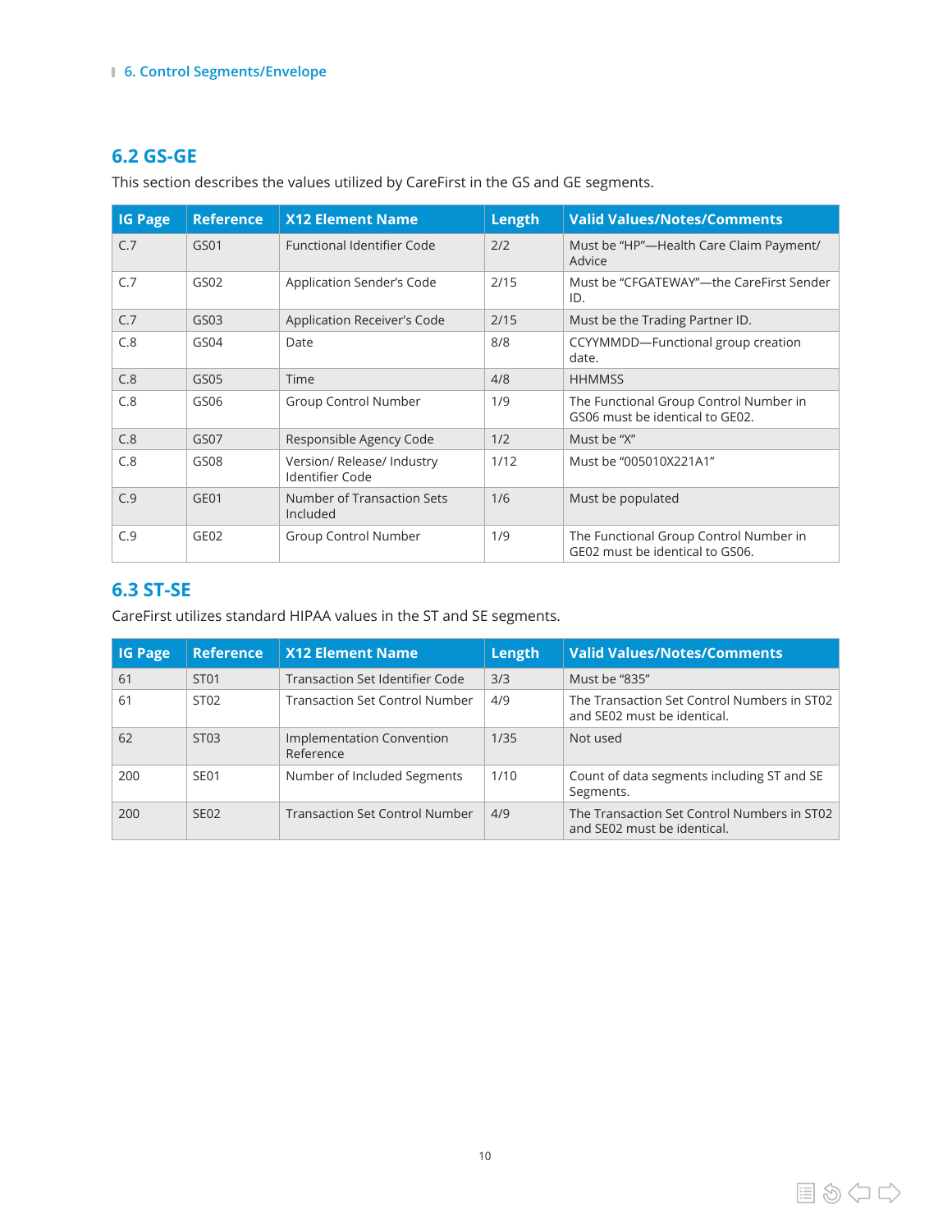## 6.2 GS-GE

This section describes the values utilized by CareFirst in the GS and GE segments.

| IG Page | Reference | X12 Element Name | Length | Valid Values/Notes/Comments |
|---|---|---|---|---|
| C.7 | GS01 | Functional Identifier Code | 2/2 | Must be "HP"—Health Care Claim Payment/ Advice |
| C.7 | GS02 | Application Sender's Code | 2/15 | Must be "CFGATEWAY"—the CareFirst Sender ID. |
| C.7 | GS03 | Application Receiver's Code | 2/15 | Must be the Trading Partner ID. |
| C.8 | GS04 | Date | 8/8 | CCYYMMDD—Functional group creation date. |
| C.8 | GS05 | Time | 4/8 | HHMMSS |
| C.8 | GS06 | Group Control Number | 1/9 | The Functional Group Control Number in GS06 must be identical to GE02. |
| C.8 | GS07 | Responsible Agency Code | 1/2 | Must be "X" |
| C.8 | GS08 | Version/ Release/ Industry Identifier Code | 1/12 | Must be "005010X221A1" |
| C.9 | GE01 | Number of Transaction Sets Included | 1/6 | Must be populated |
| C.9 | GE02 | Group Control Number | 1/9 | The Functional Group Control Number in GE02 must be identical to GS06. |

## 6.3 ST-SE

CareFirst utilizes standard HIPAA values in the ST and SE segments.

| IG Page | Reference | X12 Element Name | Length | Valid Values/Notes/Comments |
|---|---|---|---|---|
| 61 | ST01 | Transaction Set Identifier Code | 3/3 | Must be "835" |
| 61 | ST02 | Transaction Set Control Number | 4/9 | The Transaction Set Control Numbers in ST02 and SE02 must be identical. |
| 62 | ST03 | Implementation Convention Reference | 1/35 | Not used |
| 200 | SE01 | Number of Included Segments | 1/10 | Count of data segments including ST and SE Segments. |
| 200 | SE02 | Transaction Set Control Number | 4/9 | The Transaction Set Control Numbers in ST02 and SE02 must be identical. |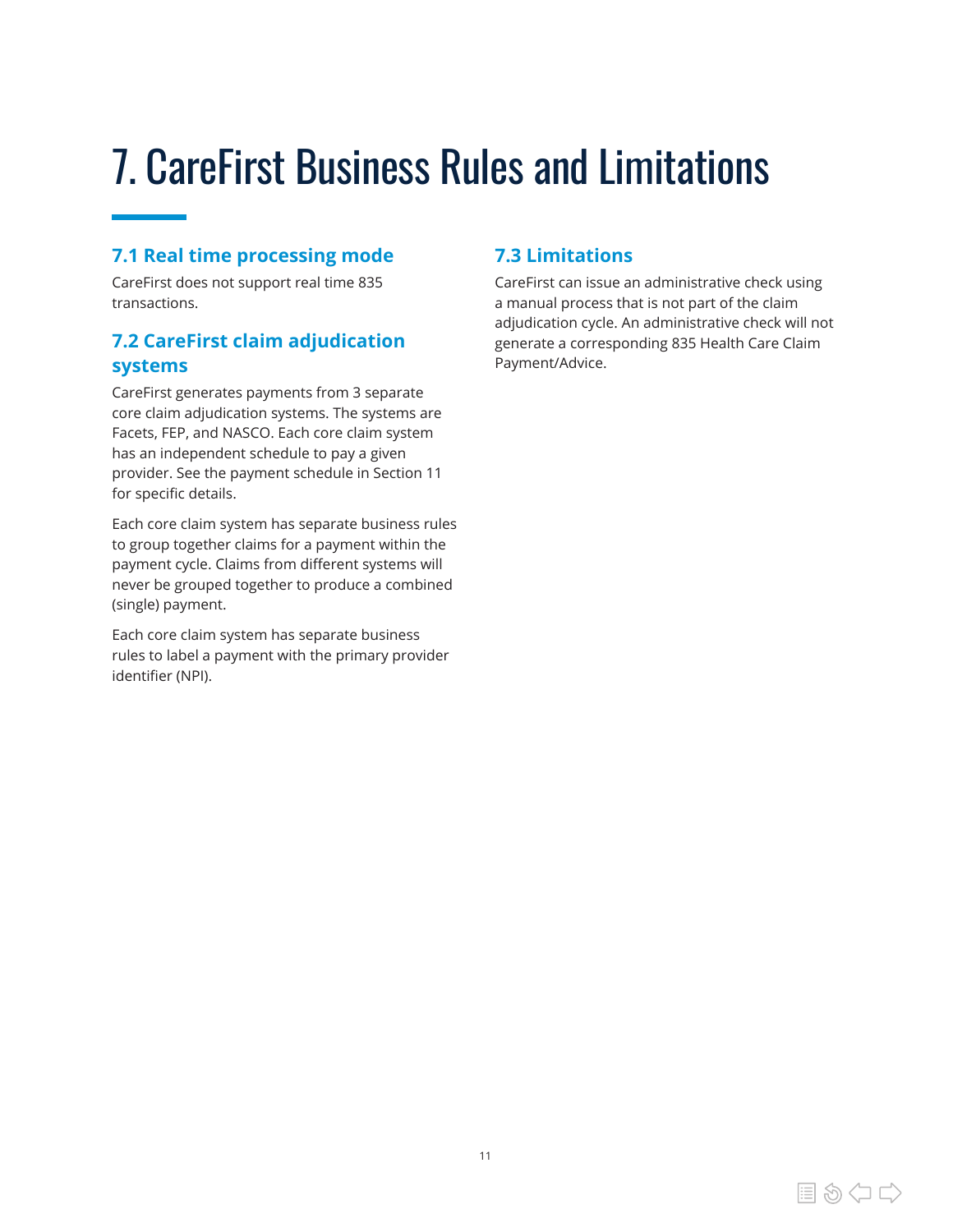# 7. CareFirst Business Rules and Limitations

## 7.1 Real time processing mode

CareFirst does not support real time 835 transactions.

## 7.2 CareFirst claim adjudication systems

CareFirst generates payments from 3 separate core claim adjudication systems. The systems are Facets, FEP, and NASCO. Each core claim system has an independent schedule to pay a given provider. See the payment schedule in Section 11 for specific details.

Each core claim system has separate business rules to group together claims for a payment within the payment cycle. Claims from different systems will never be grouped together to produce a combined (single) payment.

Each core claim system has separate business rules to label a payment with the primary provider identifier (NPI).

## 7.3 Limitations

CareFirst can issue an administrative check using a manual process that is not part of the claim adjudication cycle. An administrative check will not generate a corresponding 835 Health Care Claim Payment/Advice.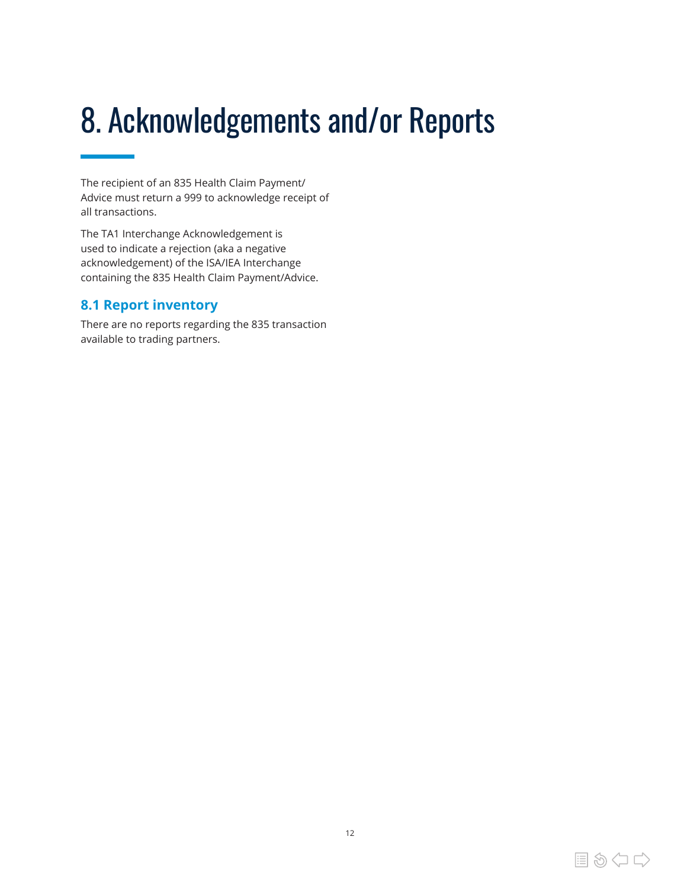# 8. Acknowledgements and/or Reports

The recipient of an 835 Health Claim Payment/Advice must return a 999 to acknowledge receipt of all transactions.

The TA1 Interchange Acknowledgement is used to indicate a rejection (aka a negative acknowledgement) of the ISA/IEA Interchange containing the 835 Health Claim Payment/Advice.

## 8.1 Report inventory

There are no reports regarding the 835 transaction available to trading partners.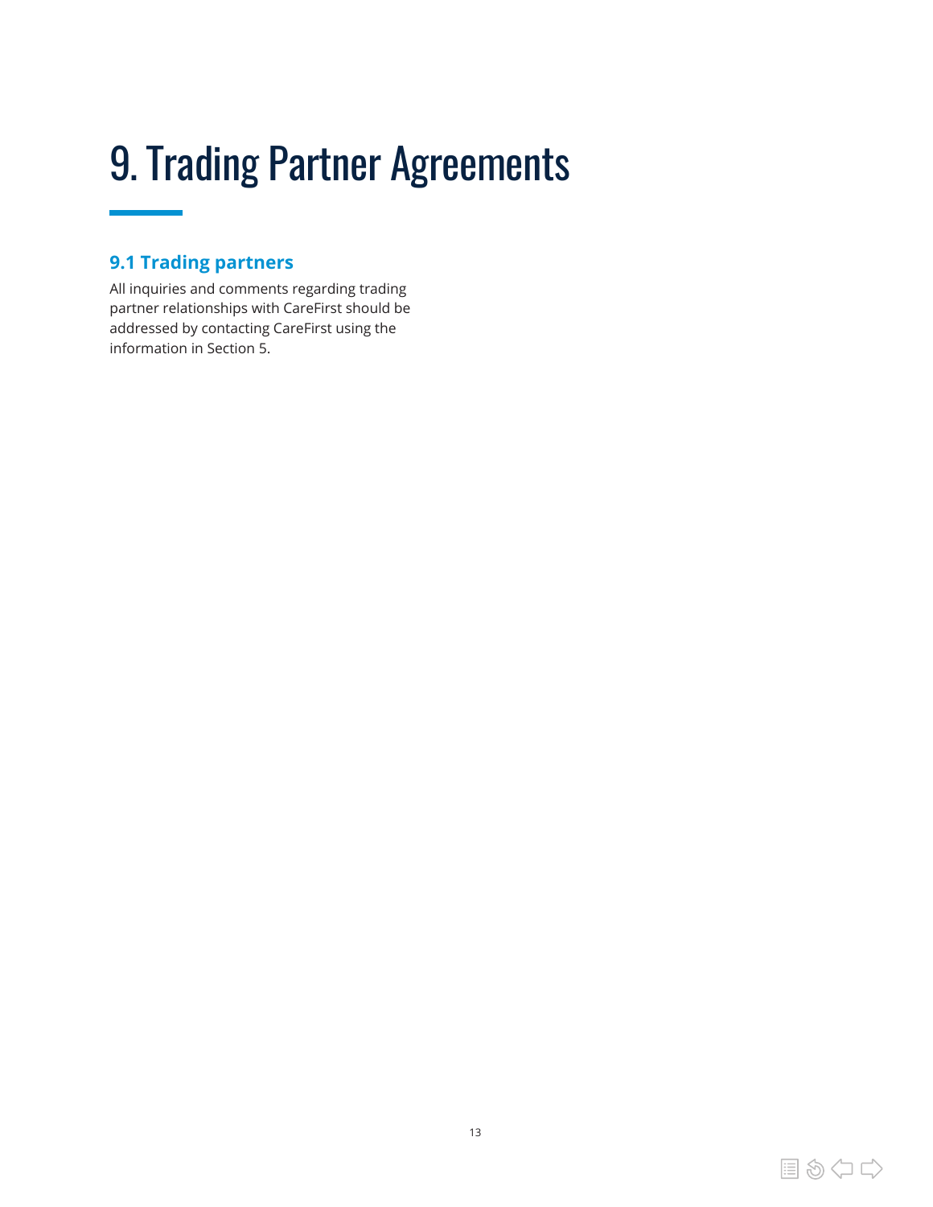# 9. Trading Partner Agreements

## 9.1 Trading partners

All inquiries and comments regarding trading partner relationships with CareFirst should be addressed by contacting CareFirst using the information in Section 5.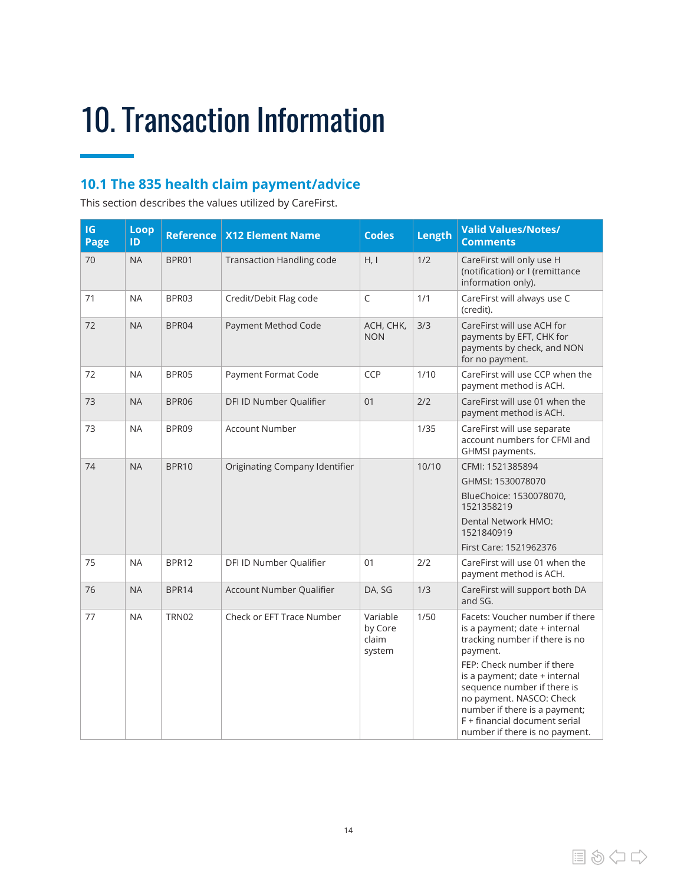# 10. Transaction Information

## 10.1 The 835 health claim payment/advice

This section describes the values utilized by CareFirst.

| IG Page | Loop ID | Reference | X12 Element Name | Codes | Length | Valid Values/Notes/ Comments |
|---|---|---|---|---|---|---|
| 70 | NA | BPR01 | Transaction Handling code | H, I | 1/2 | CareFirst will only use H (notification) or I (remittance information only). |
| 71 | NA | BPR03 | Credit/Debit Flag code | C | 1/1 | CareFirst will always use C (credit). |
| 72 | NA | BPR04 | Payment Method Code | ACH, CHK, NON | 3/3 | CareFirst will use ACH for payments by EFT, CHK for payments by check, and NON for no payment. |
| 72 | NA | BPR05 | Payment Format Code | CCP | 1/10 | CareFirst will use CCP when the payment method is ACH. |
| 73 | NA | BPR06 | DFI ID Number Qualifier | 01 | 2/2 | CareFirst will use 01 when the payment method is ACH. |
| 73 | NA | BPR09 | Account Number | | 1/35 | CareFirst will use separate account numbers for CFMI and GHMSI payments. |
| 74 | NA | BPR10 | Originating Company Identifier | | 10/10 | CFMI: 1521385894<br>GHMSI: 1530078070<br>BlueChoice: 1530078070, 1521358219<br>Dental Network HMO: 1521840919<br>First Care: 1521962376 |
| 75 | NA | BPR12 | DFI ID Number Qualifier | 01 | 2/2 | CareFirst will use 01 when the payment method is ACH. |
| 76 | NA | BPR14 | Account Number Qualifier | DA, SG | 1/3 | CareFirst will support both DA and SG. |
| 77 | NA | TRN02 | Check or EFT Trace Number | Variable by Core claim system | 1/50 | Facets: Voucher number if there is a payment; date + internal tracking number if there is no payment.<br>FEP: Check number if there is a payment; date + internal sequence number if there is no payment. NASCO: Check number if there is a payment; F + financial document serial number if there is no payment. |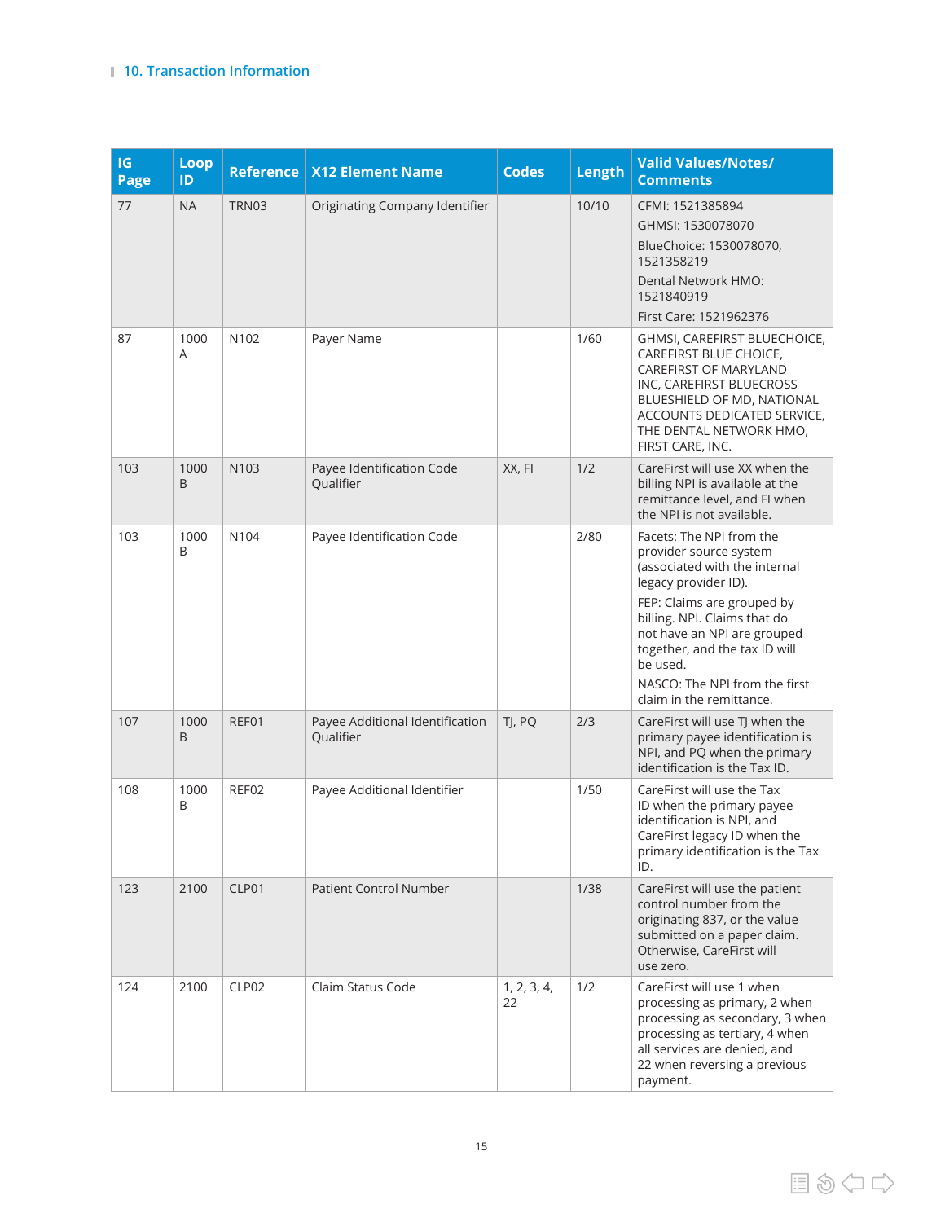## 10. Transaction Information

| IG Page | Loop ID | Reference | X12 Element Name | Codes | Length | Valid Values/Notes/ Comments |
|---|---|---|---|---|---|---|
| 77 | NA | TRN03 | Originating Company Identifier | | 10/10 | CFMI: 1521385894<br>GHMSI: 1530078070<br>BlueChoice: 1530078070, 1521358219<br>Dental Network HMO: 1521840919<br>First Care: 1521962376 |
| 87 | 1000 A | N102 | Payer Name | | 1/60 | GHMSI, CAREFIRST BLUECHOICE, CAREFIRST BLUE CHOICE, CAREFIRST OF MARYLAND INC, CAREFIRST BLUECROSS BLUESHIELD OF MD, NATIONAL ACCOUNTS DEDICATED SERVICE, THE DENTAL NETWORK HMO, FIRST CARE, INC. |
| 103 | 1000 B | N103 | Payee Identification Code Qualifier | XX, FI | 1/2 | CareFirst will use XX when the billing NPI is available at the remittance level, and FI when the NPI is not available. |
| 103 | 1000 B | N104 | Payee Identification Code | | 2/80 | Facets: The NPI from the provider source system (associated with the internal legacy provider ID).<br>FEP: Claims are grouped by billing. NPI. Claims that do not have an NPI are grouped together, and the tax ID will be used.<br>NASCO: The NPI from the first claim in the remittance. |
| 107 | 1000 B | REF01 | Payee Additional Identification Qualifier | TJ, PQ | 2/3 | CareFirst will use TJ when the primary payee identification is NPI, and PQ when the primary identification is the Tax ID. |
| 108 | 1000 B | REF02 | Payee Additional Identifier | | 1/50 | CareFirst will use the Tax ID when the primary payee identification is NPI, and CareFirst legacy ID when the primary identification is the Tax ID. |
| 123 | 2100 | CLP01 | Patient Control Number | | 1/38 | CareFirst will use the patient control number from the originating 837, or the value submitted on a paper claim. Otherwise, CareFirst will use zero. |
| 124 | 2100 | CLP02 | Claim Status Code | 1, 2, 3, 4, 22 | 1/2 | CareFirst will use 1 when processing as primary, 2 when processing as secondary, 3 when processing as tertiary, 4 when all services are denied, and 22 when reversing a previous payment. |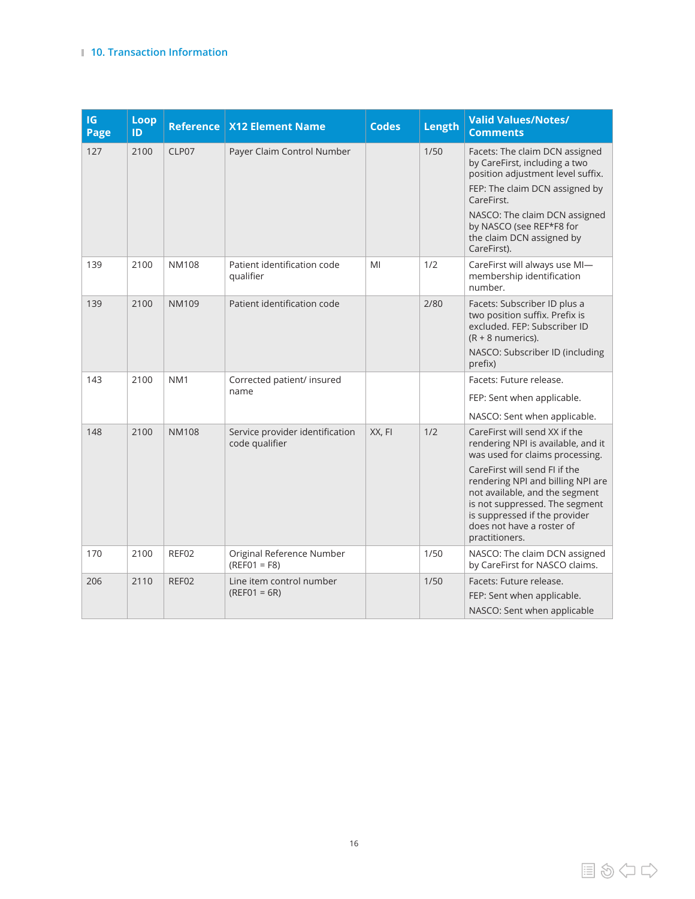## 10. Transaction Information

| IG Page | Loop ID | Reference | X12 Element Name | Codes | Length | Valid Values/Notes/ Comments |
|---|---|---|---|---|---|---|
| 127 | 2100 | CLP07 | Payer Claim Control Number | | 1/50 | Facets: The claim DCN assigned by CareFirst, including a two position adjustment level suffix.<br>FEP: The claim DCN assigned by CareFirst.<br>NASCO: The claim DCN assigned by NASCO (see REF*F8 for the claim DCN assigned by CareFirst). |
| 139 | 2100 | NM108 | Patient identification code qualifier | MI | 1/2 | CareFirst will always use MI—membership identification number. |
| 139 | 2100 | NM109 | Patient identification code | | 2/80 | Facets: Subscriber ID plus a two position suffix. Prefix is excluded. FEP: Subscriber ID (R + 8 numerics).<br>NASCO: Subscriber ID (including prefix) |
| 143 | 2100 | NM1 | Corrected patient/ insured name | | | Facets: Future release.<br>FEP: Sent when applicable.<br>NASCO: Sent when applicable. |
| 148 | 2100 | NM108 | Service provider identification code qualifier | XX, FI | 1/2 | CareFirst will send XX if the rendering NPI is available, and it was used for claims processing.<br>CareFirst will send FI if the rendering NPI and billing NPI are not available, and the segment is not suppressed. The segment is suppressed if the provider does not have a roster of practitioners. |
| 170 | 2100 | REF02 | Original Reference Number (REF01 = F8) | | 1/50 | NASCO: The claim DCN assigned by CareFirst for NASCO claims. |
| 206 | 2110 | REF02 | Line item control number (REF01 = 6R) | | 1/50 | Facets: Future release.<br>FEP: Sent when applicable.<br>NASCO: Sent when applicable |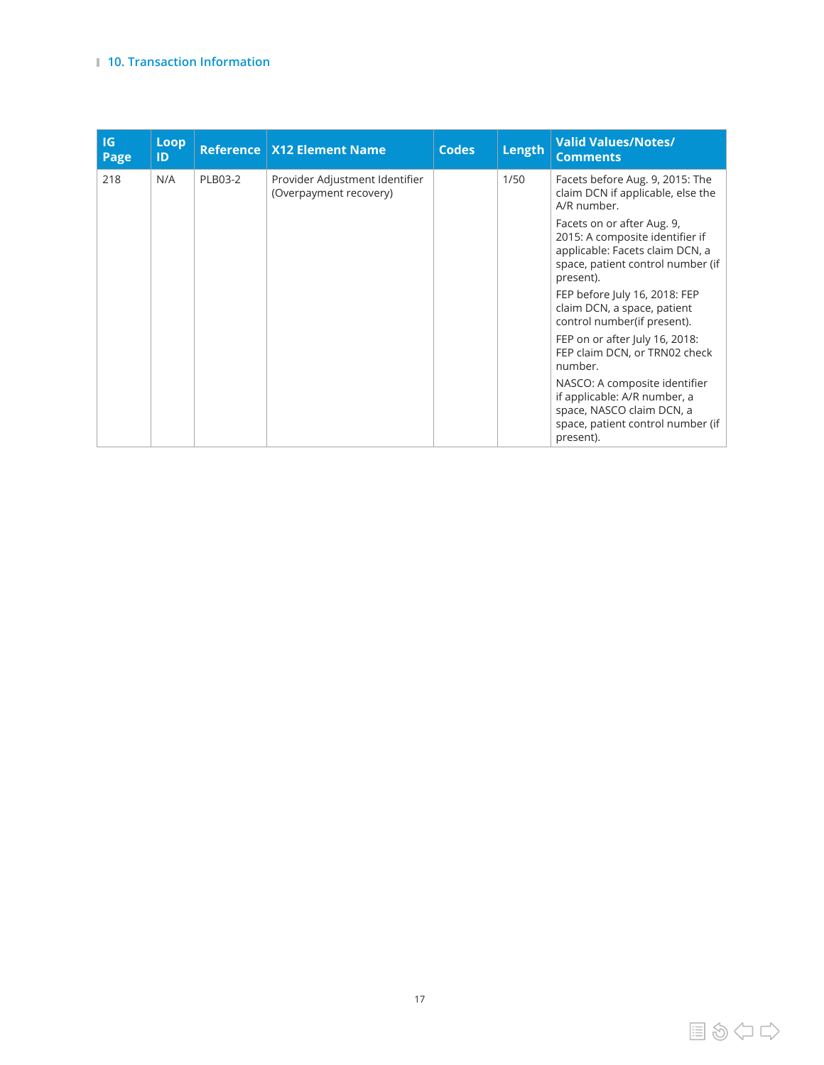## 10. Transaction Information

| IG Page | Loop ID | Reference | X12 Element Name | Codes | Length | Valid Values/Notes/ Comments |
|---|---|---|---|---|---|---|
| 218 | N/A | PLB03-2 | Provider Adjustment Identifier (Overpayment recovery) | | 1/50 | Facets before Aug. 9, 2015: The claim DCN if applicable, else the A/R number.<br><br>Facets on or after Aug. 9, 2015: A composite identifier if applicable: Facets claim DCN, a space, patient control number (if present).<br><br>FEP before July 16, 2018: FEP claim DCN, a space, patient control number(if present).<br><br>FEP on or after July 16, 2018: FEP claim DCN, or TRN02 check number.<br><br>NASCO: A composite identifier if applicable: A/R number, a space, NASCO claim DCN, a space, patient control number (if present). |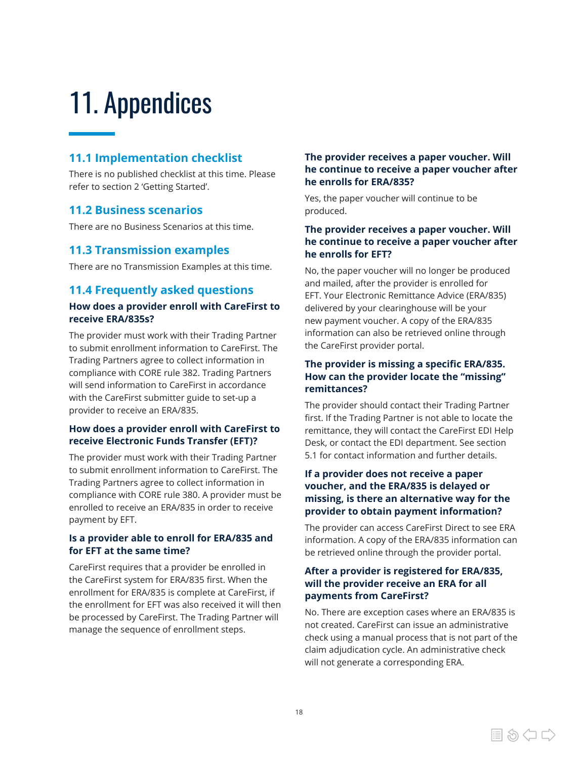# 11. Appendices

## 11.1 Implementation checklist

There is no published checklist at this time. Please refer to section 2 'Getting Started'.

## 11.2 Business scenarios

There are no Business Scenarios at this time.

## 11.3 Transmission examples

There are no Transmission Examples at this time.

## 11.4 Frequently asked questions

### How does a provider enroll with CareFirst to receive ERA/835s?

The provider must work with their Trading Partner to submit enrollment information to CareFirst. The Trading Partners agree to collect information in compliance with CORE rule 382. Trading Partners will send information to CareFirst in accordance with the CareFirst submitter guide to set-up a provider to receive an ERA/835.

### How does a provider enroll with CareFirst to receive Electronic Funds Transfer (EFT)?

The provider must work with their Trading Partner to submit enrollment information to CareFirst. The Trading Partners agree to collect information in compliance with CORE rule 380. A provider must be enrolled to receive an ERA/835 in order to receive payment by EFT.

### Is a provider able to enroll for ERA/835 and for EFT at the same time?

CareFirst requires that a provider be enrolled in the CareFirst system for ERA/835 first. When the enrollment for ERA/835 is complete at CareFirst, if the enrollment for EFT was also received it will then be processed by CareFirst. The Trading Partner will manage the sequence of enrollment steps.

### The provider receives a paper voucher. Will he continue to receive a paper voucher after he enrolls for ERA/835?

Yes, the paper voucher will continue to be produced.

### The provider receives a paper voucher. Will he continue to receive a paper voucher after he enrolls for EFT?

No, the paper voucher will no longer be produced and mailed, after the provider is enrolled for EFT. Your Electronic Remittance Advice (ERA/835) delivered by your clearinghouse will be your new payment voucher. A copy of the ERA/835 information can also be retrieved online through the CareFirst provider portal.

### The provider is missing a specific ERA/835. How can the provider locate the "missing" remittances?

The provider should contact their Trading Partner first. If the Trading Partner is not able to locate the remittance, they will contact the CareFirst EDI Help Desk, or contact the EDI department. See section 5.1 for contact information and further details.

### If a provider does not receive a paper voucher, and the ERA/835 is delayed or missing, is there an alternative way for the provider to obtain payment information?

The provider can access CareFirst Direct to see ERA information. A copy of the ERA/835 information can be retrieved online through the provider portal.

### After a provider is registered for ERA/835, will the provider receive an ERA for all payments from CareFirst?

No. There are exception cases where an ERA/835 is not created. CareFirst can issue an administrative check using a manual process that is not part of the claim adjudication cycle. An administrative check will not generate a corresponding ERA.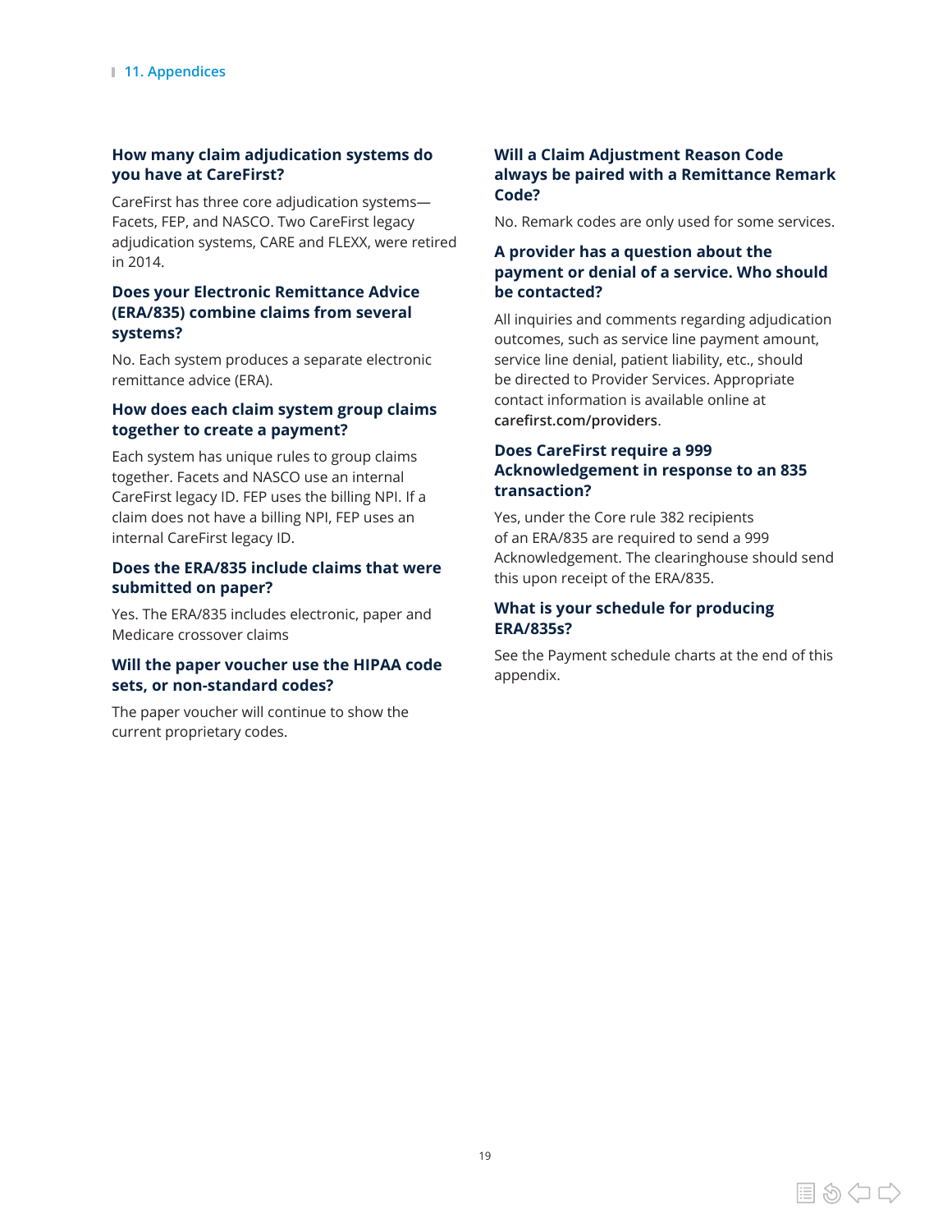### How many claim adjudication systems do you have at CareFirst?

CareFirst has three core adjudication systems—Facets, FEP, and NASCO. Two CareFirst legacy adjudication systems, CARE and FLEXX, were retired in 2014.

### Does your Electronic Remittance Advice (ERA/835) combine claims from several systems?

No. Each system produces a separate electronic remittance advice (ERA).

### How does each claim system group claims together to create a payment?

Each system has unique rules to group claims together. Facets and NASCO use an internal CareFirst legacy ID. FEP uses the billing NPI. If a claim does not have a billing NPI, FEP uses an internal CareFirst legacy ID.

### Does the ERA/835 include claims that were submitted on paper?

Yes. The ERA/835 includes electronic, paper and Medicare crossover claims

### Will the paper voucher use the HIPAA code sets, or non-standard codes?

The paper voucher will continue to show the current proprietary codes.

### Will a Claim Adjustment Reason Code always be paired with a Remittance Remark Code?

No. Remark codes are only used for some services.

### A provider has a question about the payment or denial of a service. Who should be contacted?

All inquiries and comments regarding adjudication outcomes, such as service line payment amount, service line denial, patient liability, etc., should be directed to Provider Services. Appropriate contact information is available online at **carefirst.com/providers**.

### Does CareFirst require a 999 Acknowledgement in response to an 835 transaction?

Yes, under the Core rule 382 recipients of an ERA/835 are required to send a 999 Acknowledgement. The clearinghouse should send this upon receipt of the ERA/835.

### What is your schedule for producing ERA/835s?

See the Payment schedule charts at the end of this appendix.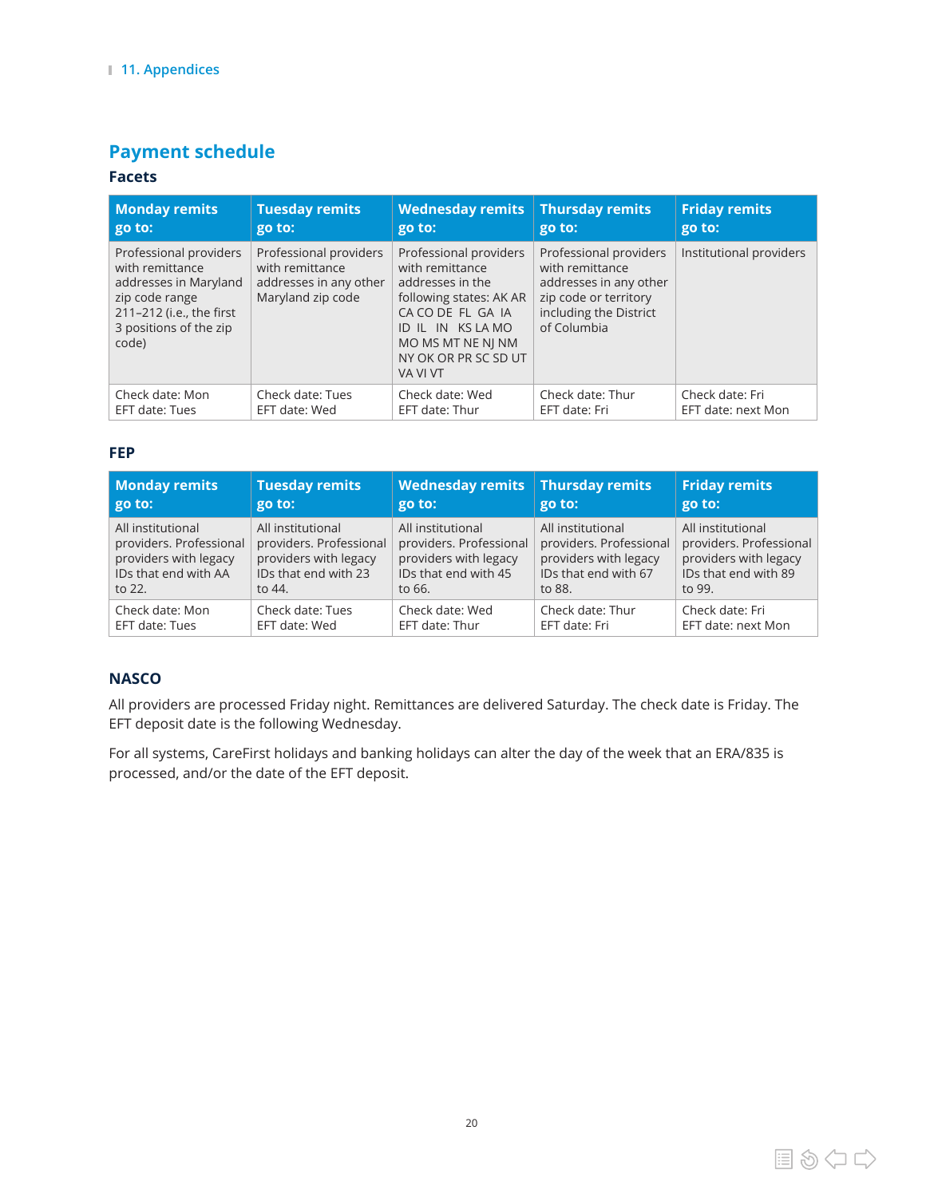## Payment schedule

### Facets

| Monday remits go to: | Tuesday remits go to: | Wednesday remits go to: | Thursday remits go to: | Friday remits go to: |
|---|---|---|---|---|
| Professional providers with remittance addresses in Maryland zip code range 211–212 (i.e., the first 3 positions of the zip code) | Professional providers with remittance addresses in any other Maryland zip code | Professional providers with remittance addresses in the following states: AK AR CA CO DE FL GA IA ID IL IN KS LA MO MO MS MT NE NJ NM NY OK OR PR SC SD UT VA VI VT | Professional providers with remittance addresses in any other zip code or territory including the District of Columbia | Institutional providers |
| Check date: Mon EFT date: Tues | Check date: Tues EFT date: Wed | Check date: Wed EFT date: Thur | Check date: Thur EFT date: Fri | Check date: Fri EFT date: next Mon |

### FEP

| Monday remits go to: | Tuesday remits go to: | Wednesday remits go to: | Thursday remits go to: | Friday remits go to: |
|---|---|---|---|---|
| All institutional providers. Professional providers with legacy IDs that end with AA to 22. | All institutional providers. Professional providers with legacy IDs that end with 23 to 44. | All institutional providers. Professional providers with legacy IDs that end with 45 to 66. | All institutional providers. Professional providers with legacy IDs that end with 67 to 88. | All institutional providers. Professional providers with legacy IDs that end with 89 to 99. |
| Check date: Mon EFT date: Tues | Check date: Tues EFT date: Wed | Check date: Wed EFT date: Thur | Check date: Thur EFT date: Fri | Check date: Fri EFT date: next Mon |

### NASCO

All providers are processed Friday night. Remittances are delivered Saturday. The check date is Friday. The EFT deposit date is the following Wednesday.

For all systems, CareFirst holidays and banking holidays can alter the day of the week that an ERA/835 is processed, and/or the date of the EFT deposit.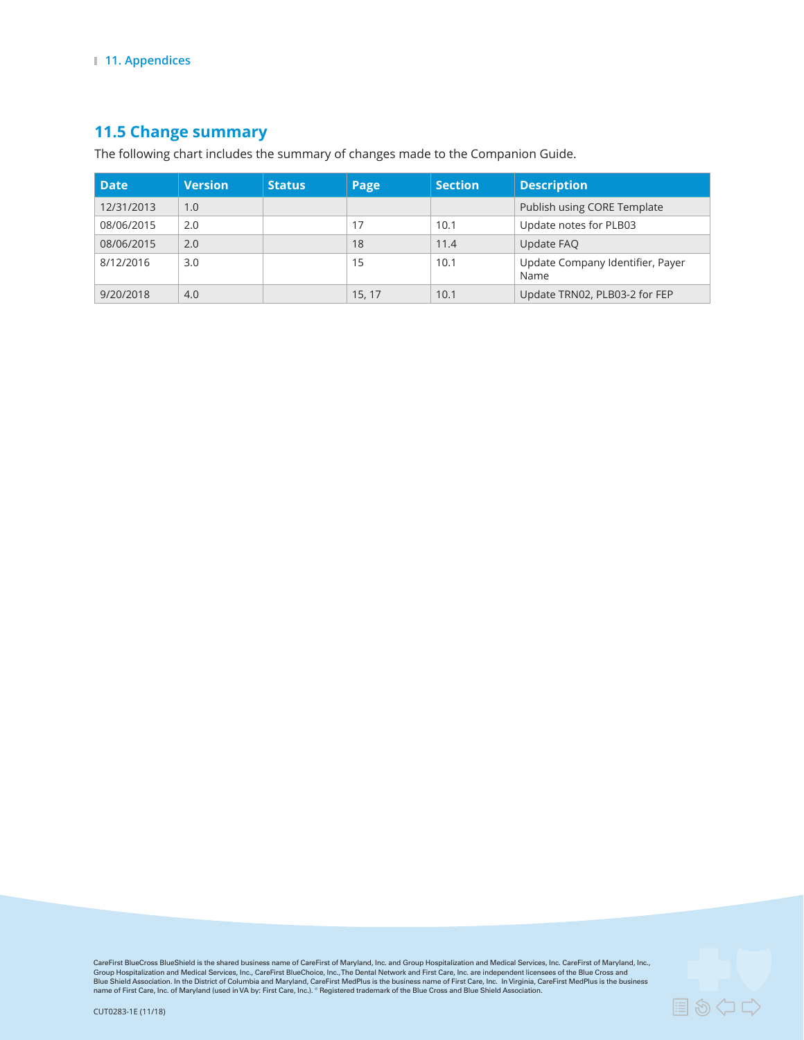## 11.5 Change summary

The following chart includes the summary of changes made to the Companion Guide.

| Date | Version | Status | Page | Section | Description |
|---|---|---|---|---|---|
| 12/31/2013 | 1.0 | | | | Publish using CORE Template |
| 08/06/2015 | 2.0 | | 17 | 10.1 | Update notes for PLB03 |
| 08/06/2015 | 2.0 | | 18 | 11.4 | Update FAQ |
| 8/12/2016 | 3.0 | | 15 | 10.1 | Update Company Identifier, Payer Name |
| 9/20/2018 | 4.0 | | 15, 17 | 10.1 | Update TRN02, PLB03-2 for FEP |

CareFirst BlueCross BlueShield is the shared business name of CareFirst of Maryland, Inc. and Group Hospitalization and Medical Services, Inc. CareFirst of Maryland, Inc., Group Hospitalization and Medical Services, Inc., CareFirst BlueChoice, Inc., The Dental Network and First Care, Inc. are independent licensees of the Blue Cross and Blue Shield Association. In the District of Columbia and Maryland, CareFirst MedPlus is the business name of First Care, Inc. In Virginia, CareFirst MedPlus is the business name of First Care, Inc. of Maryland (used in VA by: First Care, Inc.). ® Registered trademark of the Blue Cross and Blue Shield Association.

CUT0283-1E (11/18)